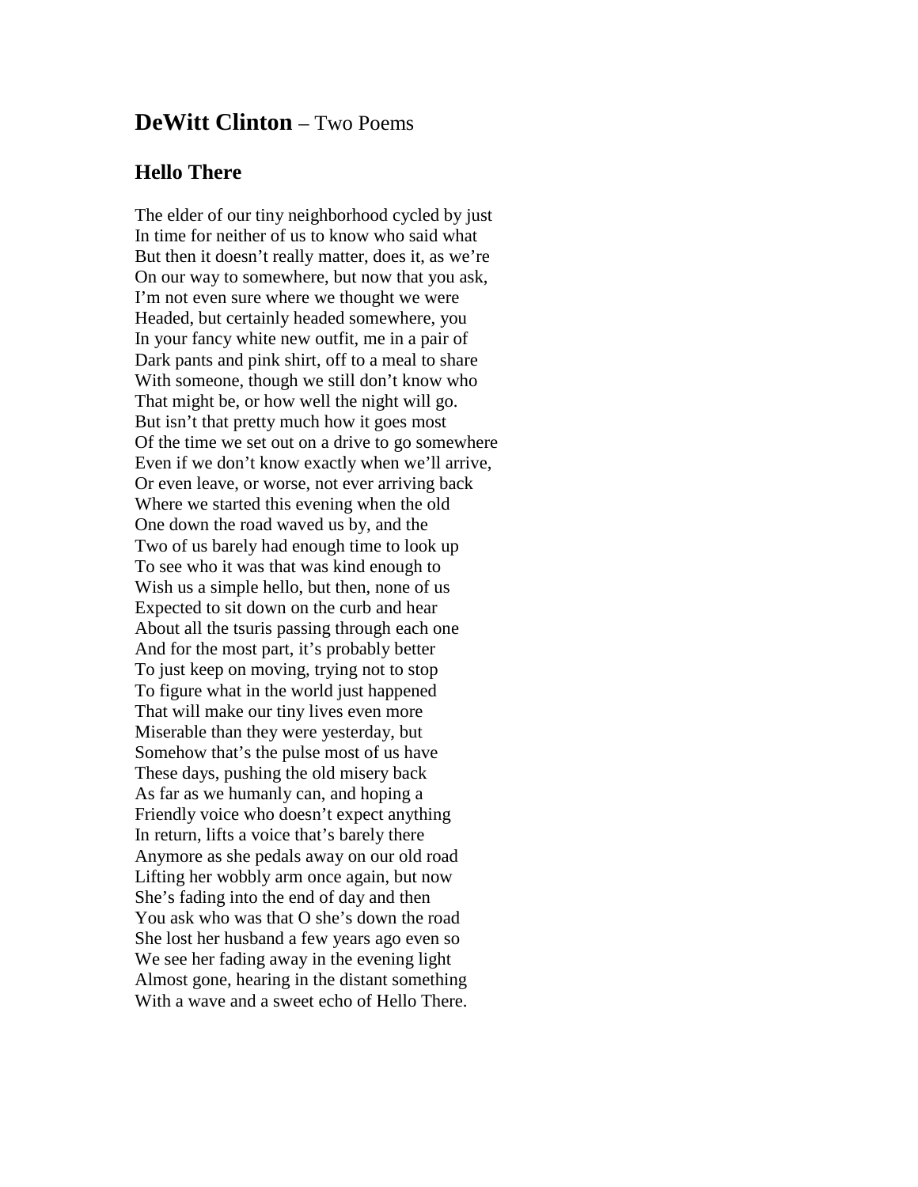## **DeWitt Clinton** – Two Poems

### Hello There

The elder of our tiny neighborhood cycled by just  
In time for neither of us to know who said what  
But then it doesn't really matter, does it, as we're  
On our way to somewhere, but now that you ask,  
I'm not even sure where we thought we were  
Headed, but certainly headed somewhere, you  
In your fancy white new outfit, me in a pair of  
Dark pants and pink shirt, off to a meal to share  
With someone, though we still don't know who  
That might be, or how well the night will go.  
But isn't that pretty much how it goes most  
Of the time we set out on a drive to go somewhere  
Even if we don't know exactly when we'll arrive,  
Or even leave, or worse, not ever arriving back  
Where we started this evening when the old  
One down the road waved us by, and the  
Two of us barely had enough time to look up  
To see who it was that was kind enough to  
Wish us a simple hello, but then, none of us  
Expected to sit down on the curb and hear  
About all the tsuris passing through each one  
And for the most part, it's probably better  
To just keep on moving, trying not to stop  
To figure what in the world just happened  
That will make our tiny lives even more  
Miserable than they were yesterday, but  
Somehow that's the pulse most of us have  
These days, pushing the old misery back  
As far as we humanly can, and hoping a  
Friendly voice who doesn't expect anything  
In return, lifts a voice that's barely there  
Anymore as she pedals away on our old road  
Lifting her wobbly arm once again, but now  
She's fading into the end of day and then  
You ask who was that O she's down the road  
She lost her husband a few years ago even so  
We see her fading away in the evening light  
Almost gone, hearing in the distant something  
With a wave and a sweet echo of Hello There.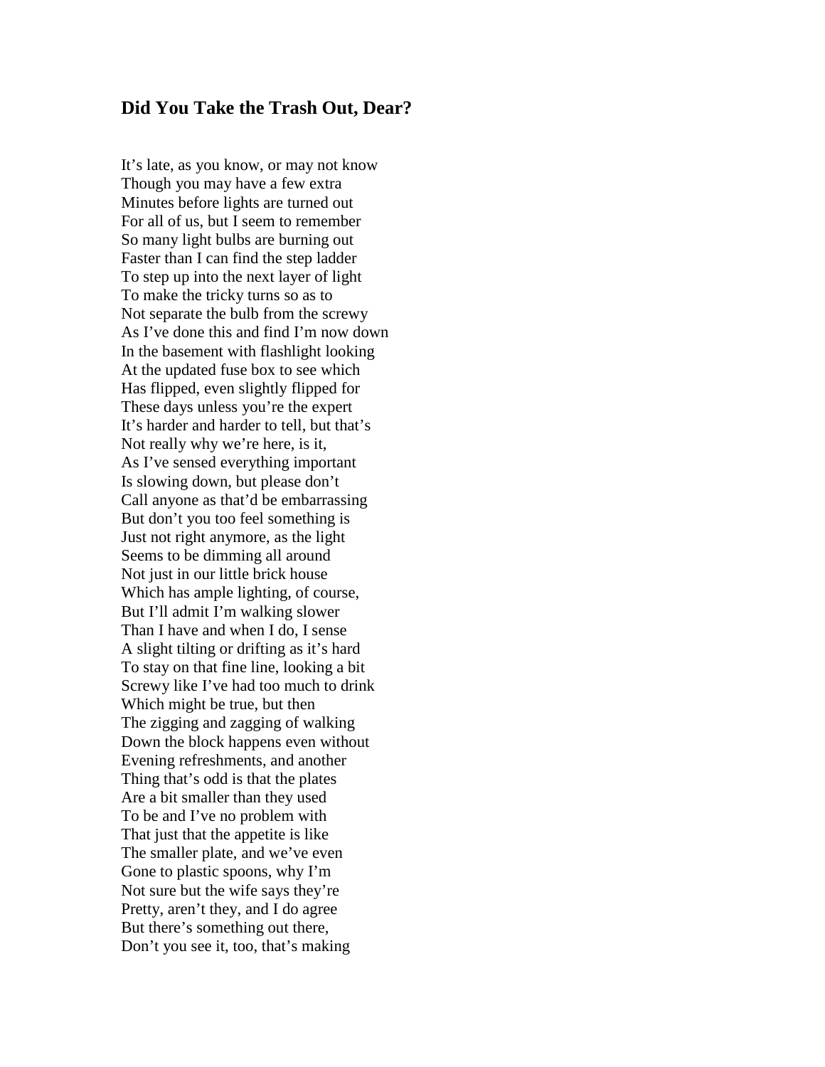## Did You Take the Trash Out, Dear?

It's late, as you know, or may not know  
Though you may have a few extra  
Minutes before lights are turned out  
For all of us, but I seem to remember  
So many light bulbs are burning out  
Faster than I can find the step ladder  
To step up into the next layer of light  
To make the tricky turns so as to  
Not separate the bulb from the screwy  
As I've done this and find I'm now down  
In the basement with flashlight looking  
At the updated fuse box to see which  
Has flipped, even slightly flipped for  
These days unless you're the expert  
It's harder and harder to tell, but that's  
Not really why we're here, is it,  
As I've sensed everything important  
Is slowing down, but please don't  
Call anyone as that'd be embarrassing  
But don't you too feel something is  
Just not right anymore, as the light  
Seems to be dimming all around  
Not just in our little brick house  
Which has ample lighting, of course,  
But I'll admit I'm walking slower  
Than I have and when I do, I sense  
A slight tilting or drifting as it's hard  
To stay on that fine line, looking a bit  
Screwy like I've had too much to drink  
Which might be true, but then  
The zigging and zagging of walking  
Down the block happens even without  
Evening refreshments, and another  
Thing that's odd is that the plates  
Are a bit smaller than they used  
To be and I've no problem with  
That just that the appetite is like  
The smaller plate, and we've even  
Gone to plastic spoons, why I'm  
Not sure but the wife says they're  
Pretty, aren't they, and I do agree  
But there's something out there,  
Don't you see it, too, that's making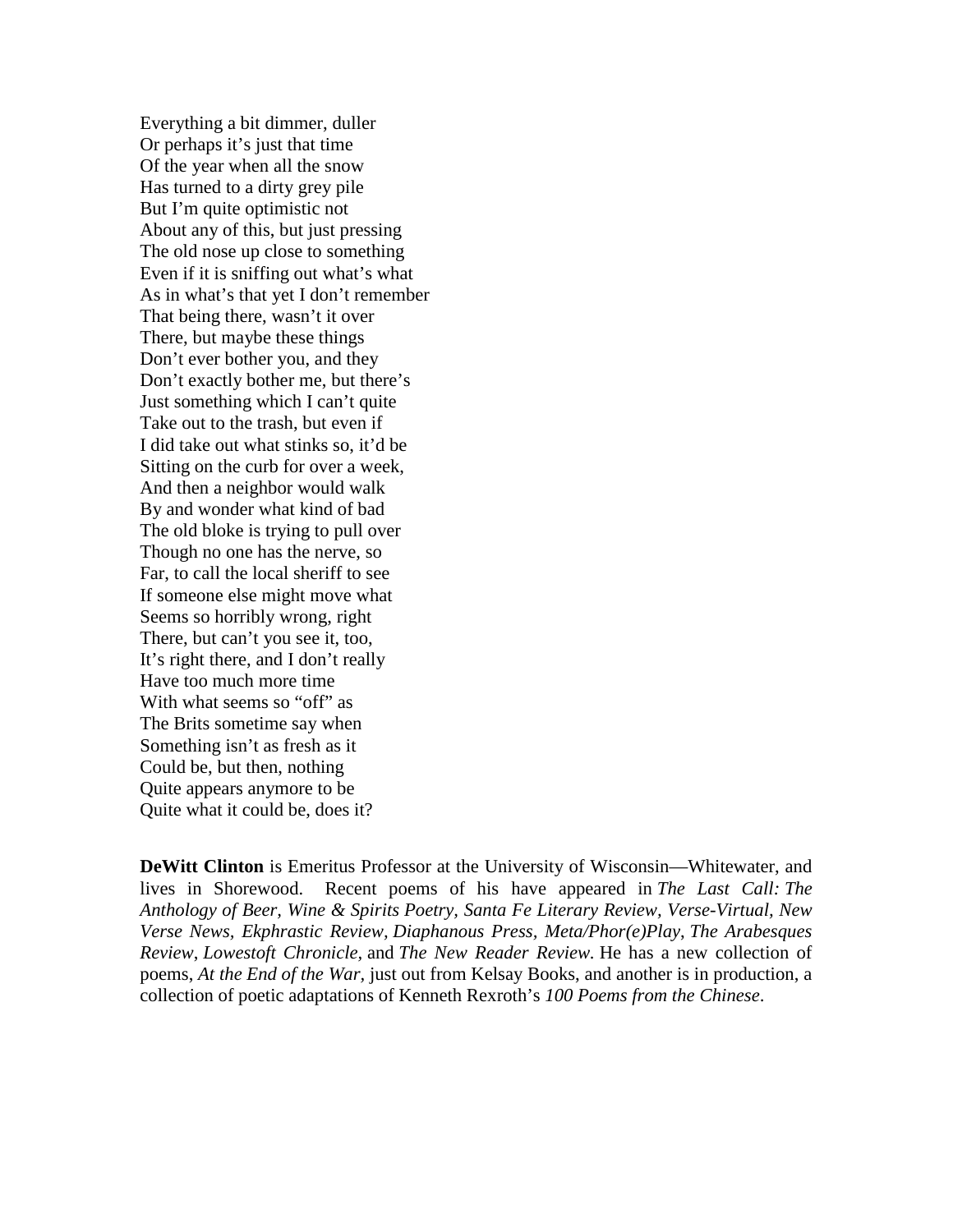Everything a bit dimmer, duller  
Or perhaps it's just that time  
Of the year when all the snow  
Has turned to a dirty grey pile  
But I'm quite optimistic not  
About any of this, but just pressing  
The old nose up close to something  
Even if it is sniffing out what's what  
As in what's that yet I don't remember  
That being there, wasn't it over  
There, but maybe these things  
Don't ever bother you, and they  
Don't exactly bother me, but there's  
Just something which I can't quite  
Take out to the trash, but even if  
I did take out what stinks so, it'd be  
Sitting on the curb for over a week,  
And then a neighbor would walk  
By and wonder what kind of bad  
The old bloke is trying to pull over  
Though no one has the nerve, so  
Far, to call the local sheriff to see  
If someone else might move what  
Seems so horribly wrong, right  
There, but can't you see it, too,  
It's right there, and I don't really  
Have too much more time  
With what seems so "off" as  
The Brits sometime say when  
Something isn't as fresh as it  
Could be, but then, nothing  
Quite appears anymore to be  
Quite what it could be, does it?

**DeWitt Clinton** is Emeritus Professor at the University of Wisconsin—Whitewater, and lives in Shorewood. Recent poems of his have appeared in *The Last Call: The Anthology of Beer, Wine & Spirits Poetry, Santa Fe Literary Review, Verse-Virtual, New Verse News, Ekphrastic Review, Diaphanous Press, Meta/Phor(e)Play, The Arabesques Review, Lowestoft Chronicle,* and *The New Reader Review.* He has a new collection of poems, *At the End of the War,* just out from Kelsay Books, and another is in production, a collection of poetic adaptations of Kenneth Rexroth's *100 Poems from the Chinese*.